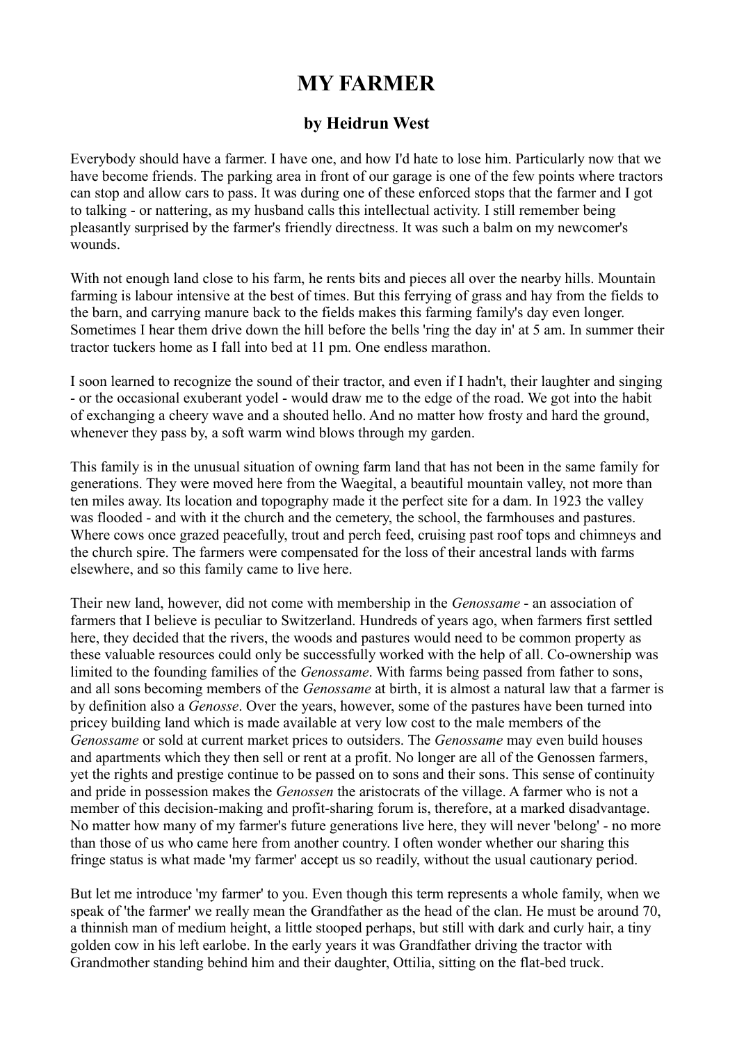# MY FARMER

## by Heidrun West

Everybody should have a farmer. I have one, and how I'd hate to lose him. Particularly now that we have become friends. The parking area in front of our garage is one of the few points where tractors can stop and allow cars to pass. It was during one of these enforced stops that the farmer and I got to talking - or nattering, as my husband calls this intellectual activity. I still remember being pleasantly surprised by the farmer's friendly directness. It was such a balm on my newcomer's wounds.

With not enough land close to his farm, he rents bits and pieces all over the nearby hills. Mountain farming is labour intensive at the best of times. But this ferrying of grass and hay from the fields to the barn, and carrying manure back to the fields makes this farming family's day even longer. Sometimes I hear them drive down the hill before the bells 'ring the day in' at 5 am. In summer their tractor tuckers home as I fall into bed at 11 pm. One endless marathon.

I soon learned to recognize the sound of their tractor, and even if I hadn't, their laughter and singing - or the occasional exuberant yodel - would draw me to the edge of the road. We got into the habit of exchanging a cheery wave and a shouted hello. And no matter how frosty and hard the ground, whenever they pass by, a soft warm wind blows through my garden.

This family is in the unusual situation of owning farm land that has not been in the same family for generations. They were moved here from the Waegital, a beautiful mountain valley, not more than ten miles away. Its location and topography made it the perfect site for a dam. In 1923 the valley was flooded - and with it the church and the cemetery, the school, the farmhouses and pastures. Where cows once grazed peacefully, trout and perch feed, cruising past roof tops and chimneys and the church spire. The farmers were compensated for the loss of their ancestral lands with farms elsewhere, and so this family came to live here.

Their new land, however, did not come with membership in the *Genossame* - an association of farmers that I believe is peculiar to Switzerland. Hundreds of years ago, when farmers first settled here, they decided that the rivers, the woods and pastures would need to be common property as these valuable resources could only be successfully worked with the help of all. Co-ownership was limited to the founding families of the *Genossame*. With farms being passed from father to sons, and all sons becoming members of the *Genossame* at birth, it is almost a natural law that a farmer is by definition also a *Genosse*. Over the years, however, some of the pastures have been turned into pricey building land which is made available at very low cost to the male members of the *Genossame* or sold at current market prices to outsiders. The *Genossame* may even build houses and apartments which they then sell or rent at a profit. No longer are all of the Genossen farmers, yet the rights and prestige continue to be passed on to sons and their sons. This sense of continuity and pride in possession makes the *Genossen* the aristocrats of the village. A farmer who is not a member of this decision-making and profit-sharing forum is, therefore, at a marked disadvantage. No matter how many of my farmer's future generations live here, they will never 'belong' - no more than those of us who came here from another country. I often wonder whether our sharing this fringe status is what made 'my farmer' accept us so readily, without the usual cautionary period.

But let me introduce 'my farmer' to you. Even though this term represents a whole family, when we speak of 'the farmer' we really mean the Grandfather as the head of the clan. He must be around 70, a thinnish man of medium height, a little stooped perhaps, but still with dark and curly hair, a tiny golden cow in his left earlobe. In the early years it was Grandfather driving the tractor with Grandmother standing behind him and their daughter, Ottilia, sitting on the flat-bed truck.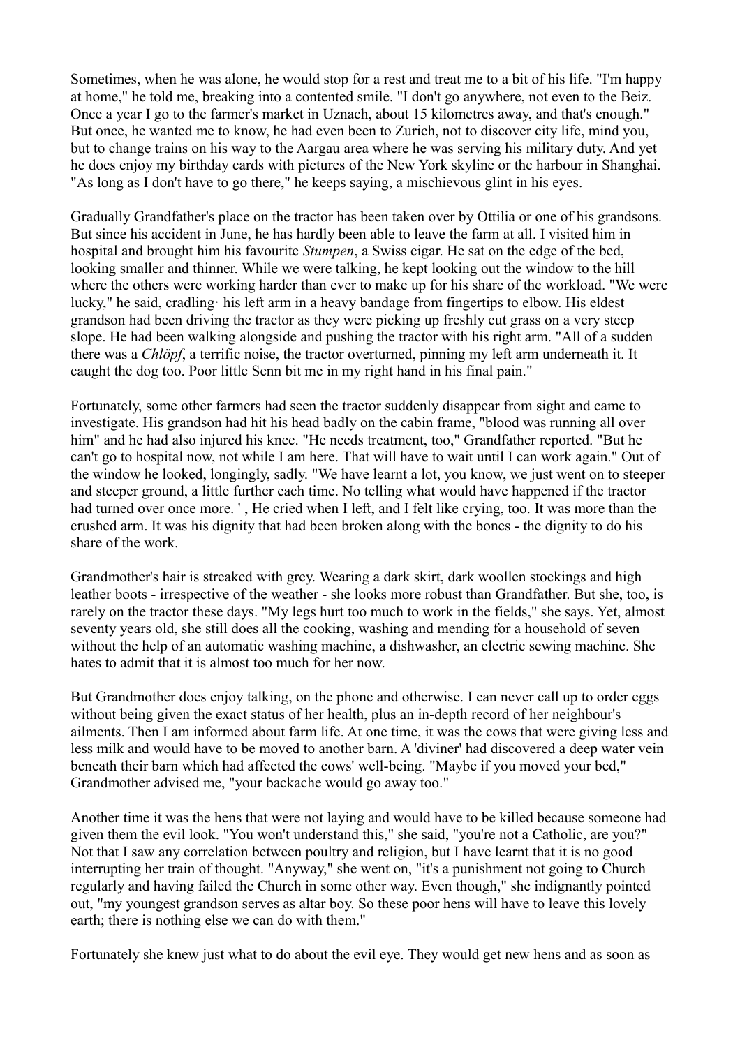Sometimes, when he was alone, he would stop for a rest and treat me to a bit of his life. "I'm happy at home," he told me, breaking into a contented smile. "I don't go anywhere, not even to the Beiz. Once a year I go to the farmer's market in Uznach, about 15 kilometres away, and that's enough." But once, he wanted me to know, he had even been to Zurich, not to discover city life, mind you, but to change trains on his way to the Aargau area where he was serving his military duty. And yet he does enjoy my birthday cards with pictures of the New York skyline or the harbour in Shanghai. "As long as I don't have to go there," he keeps saying, a mischievous glint in his eyes.

Gradually Grandfather's place on the tractor has been taken over by Ottilia or one of his grandsons. But since his accident in June, he has hardly been able to leave the farm at all. I visited him in hospital and brought him his favourite *Stumpen*, a Swiss cigar. He sat on the edge of the bed, looking smaller and thinner. While we were talking, he kept looking out the window to the hill where the others were working harder than ever to make up for his share of the workload. "We were lucky," he said, cradling· his left arm in a heavy bandage from fingertips to elbow. His eldest grandson had been driving the tractor as they were picking up freshly cut grass on a very steep slope. He had been walking alongside and pushing the tractor with his right arm. "All of a sudden there was a *Chlöpf*, a terrific noise, the tractor overturned, pinning my left arm underneath it. It caught the dog too. Poor little Senn bit me in my right hand in his final pain."

Fortunately, some other farmers had seen the tractor suddenly disappear from sight and came to investigate. His grandson had hit his head badly on the cabin frame, "blood was running all over him" and he had also injured his knee. "He needs treatment, too," Grandfather reported. "But he can't go to hospital now, not while I am here. That will have to wait until I can work again." Out of the window he looked, longingly, sadly. "We have learnt a lot, you know, we just went on to steeper and steeper ground, a little further each time. No telling what would have happened if the tractor had turned over once more. ' , He cried when I left, and I felt like crying, too. It was more than the crushed arm. It was his dignity that had been broken along with the bones - the dignity to do his share of the work.

Grandmother's hair is streaked with grey. Wearing a dark skirt, dark woollen stockings and high leather boots - irrespective of the weather - she looks more robust than Grandfather. But she, too, is rarely on the tractor these days. "My legs hurt too much to work in the fields," she says. Yet, almost seventy years old, she still does all the cooking, washing and mending for a household of seven without the help of an automatic washing machine, a dishwasher, an electric sewing machine. She hates to admit that it is almost too much for her now.

But Grandmother does enjoy talking, on the phone and otherwise. I can never call up to order eggs without being given the exact status of her health, plus an in-depth record of her neighbour's ailments. Then I am informed about farm life. At one time, it was the cows that were giving less and less milk and would have to be moved to another barn. A 'diviner' had discovered a deep water vein beneath their barn which had affected the cows' well-being. "Maybe if you moved your bed," Grandmother advised me, "your backache would go away too."

Another time it was the hens that were not laying and would have to be killed because someone had given them the evil look. "You won't understand this," she said, "you're not a Catholic, are you?" Not that I saw any correlation between poultry and religion, but I have learnt that it is no good interrupting her train of thought. "Anyway," she went on, "it's a punishment not going to Church regularly and having failed the Church in some other way. Even though," she indignantly pointed out, "my youngest grandson serves as altar boy. So these poor hens will have to leave this lovely earth; there is nothing else we can do with them."

Fortunately she knew just what to do about the evil eye. They would get new hens and as soon as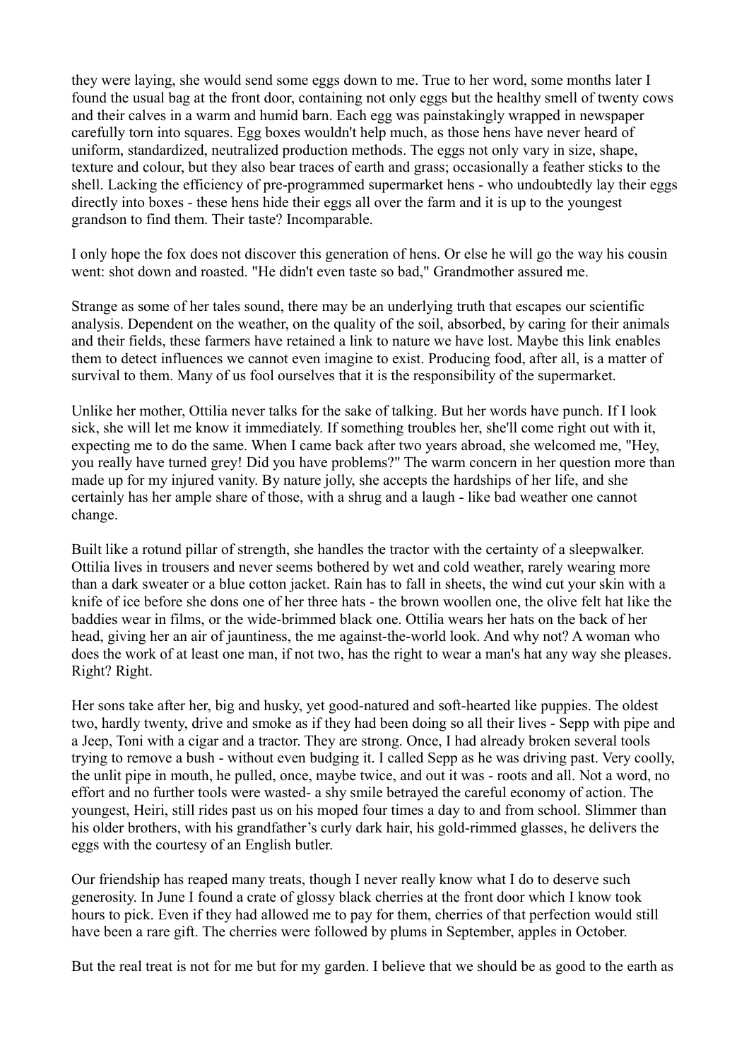they were laying, she would send some eggs down to me. True to her word, some months later I found the usual bag at the front door, containing not only eggs but the healthy smell of twenty cows and their calves in a warm and humid barn. Each egg was painstakingly wrapped in newspaper carefully torn into squares. Egg boxes wouldn't help much, as those hens have never heard of uniform, standardized, neutralized production methods. The eggs not only vary in size, shape, texture and colour, but they also bear traces of earth and grass; occasionally a feather sticks to the shell. Lacking the efficiency of pre-programmed supermarket hens - who undoubtedly lay their eggs directly into boxes - these hens hide their eggs all over the farm and it is up to the youngest grandson to find them. Their taste? Incomparable.

I only hope the fox does not discover this generation of hens. Or else he will go the way his cousin went: shot down and roasted. "He didn't even taste so bad," Grandmother assured me.

Strange as some of her tales sound, there may be an underlying truth that escapes our scientific analysis. Dependent on the weather, on the quality of the soil, absorbed, by caring for their animals and their fields, these farmers have retained a link to nature we have lost. Maybe this link enables them to detect influences we cannot even imagine to exist. Producing food, after all, is a matter of survival to them. Many of us fool ourselves that it is the responsibility of the supermarket.

Unlike her mother, Ottilia never talks for the sake of talking. But her words have punch. If I look sick, she will let me know it immediately. If something troubles her, she'll come right out with it, expecting me to do the same. When I came back after two years abroad, she welcomed me, "Hey, you really have turned grey! Did you have problems?" The warm concern in her question more than made up for my injured vanity. By nature jolly, she accepts the hardships of her life, and she certainly has her ample share of those, with a shrug and a laugh - like bad weather one cannot change.

Built like a rotund pillar of strength, she handles the tractor with the certainty of a sleepwalker. Ottilia lives in trousers and never seems bothered by wet and cold weather, rarely wearing more than a dark sweater or a blue cotton jacket. Rain has to fall in sheets, the wind cut your skin with a knife of ice before she dons one of her three hats - the brown woollen one, the olive felt hat like the baddies wear in films, or the wide-brimmed black one. Ottilia wears her hats on the back of her head, giving her an air of jauntiness, the me against-the-world look. And why not? A woman who does the work of at least one man, if not two, has the right to wear a man's hat any way she pleases. Right? Right.

Her sons take after her, big and husky, yet good-natured and soft-hearted like puppies. The oldest two, hardly twenty, drive and smoke as if they had been doing so all their lives - Sepp with pipe and a Jeep, Toni with a cigar and a tractor. They are strong. Once, I had already broken several tools trying to remove a bush - without even budging it. I called Sepp as he was driving past. Very coolly, the unlit pipe in mouth, he pulled, once, maybe twice, and out it was - roots and all. Not a word, no effort and no further tools were wasted- a shy smile betrayed the careful economy of action. The youngest, Heiri, still rides past us on his moped four times a day to and from school. Slimmer than his older brothers, with his grandfather's curly dark hair, his gold-rimmed glasses, he delivers the eggs with the courtesy of an English butler.

Our friendship has reaped many treats, though I never really know what I do to deserve such generosity. In June I found a crate of glossy black cherries at the front door which I know took hours to pick. Even if they had allowed me to pay for them, cherries of that perfection would still have been a rare gift. The cherries were followed by plums in September, apples in October.

But the real treat is not for me but for my garden. I believe that we should be as good to the earth as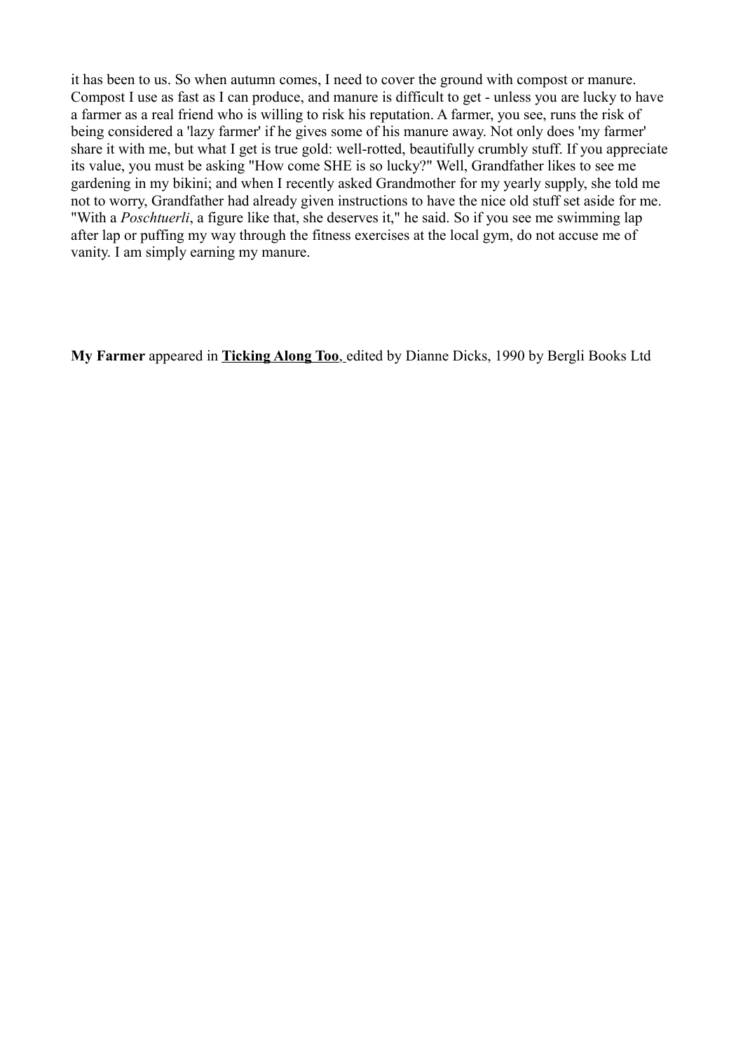it has been to us. So when autumn comes, I need to cover the ground with compost or manure. Compost I use as fast as I can produce, and manure is difficult to get - unless you are lucky to have a farmer as a real friend who is willing to risk his reputation. A farmer, you see, runs the risk of being considered a 'lazy farmer' if he gives some of his manure away. Not only does 'my farmer' share it with me, but what I get is true gold: well-rotted, beautifully crumbly stuff. If you appreciate its value, you must be asking "How come SHE is so lucky?" Well, Grandfather likes to see me gardening in my bikini; and when I recently asked Grandmother for my yearly supply, she told me not to worry, Grandfather had already given instructions to have the nice old stuff set aside for me. "With a *Poschtuerli*, a figure like that, she deserves it," he said. So if you see me swimming lap after lap or puffing my way through the fitness exercises at the local gym, do not accuse me of vanity. I am simply earning my manure.

**My Farmer** appeared in **Ticking Along Too**, edited by Dianne Dicks, 1990 by Bergli Books Ltd